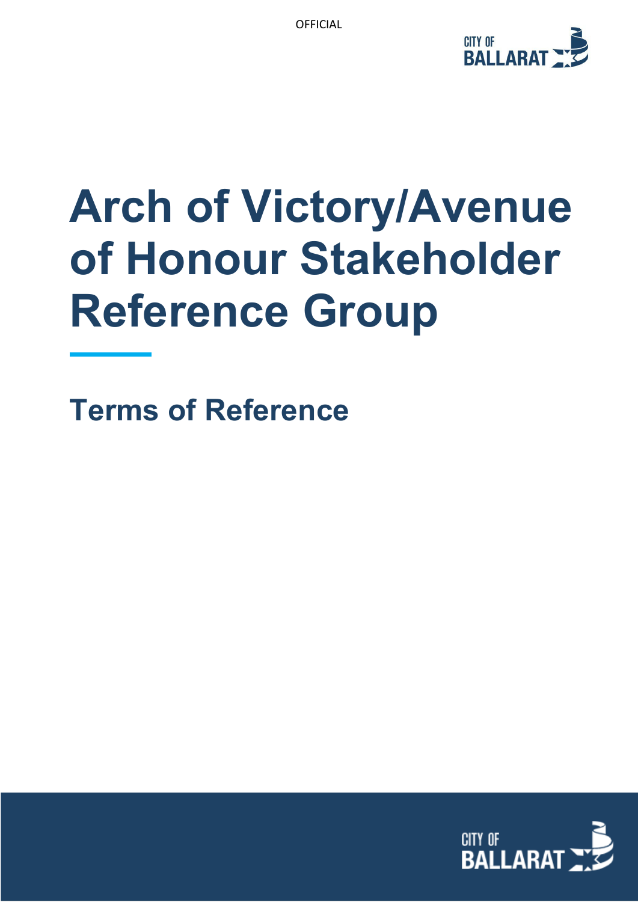# Arch of Victory/Avenue of Honour Stakeholder Reference Group

## Terms of Reference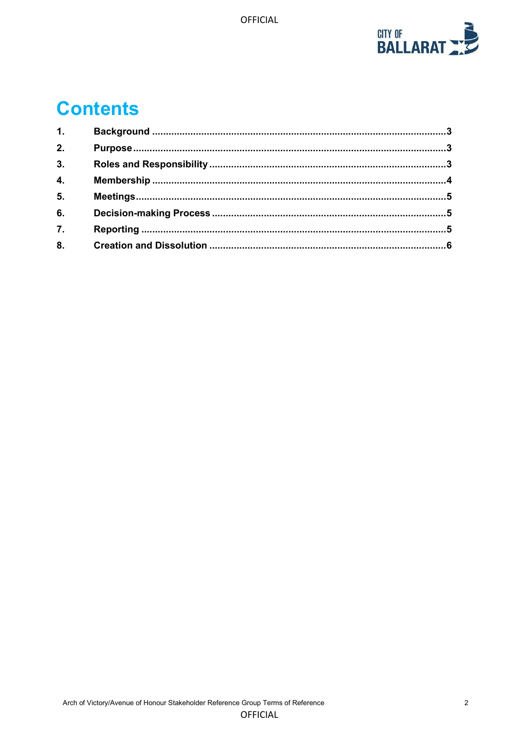# Contents

| | | |
|---|---|---|
| **1.** | **Background** | **3** |
| **2.** | **Purpose** | **3** |
| **3.** | **Roles and Responsibility** | **3** |
| **4.** | **Membership** | **4** |
| **5.** | **Meetings** | **5** |
| **6.** | **Decision-making Process** | **5** |
| **7.** | **Reporting** | **5** |
| **8.** | **Creation and Dissolution** | **6** |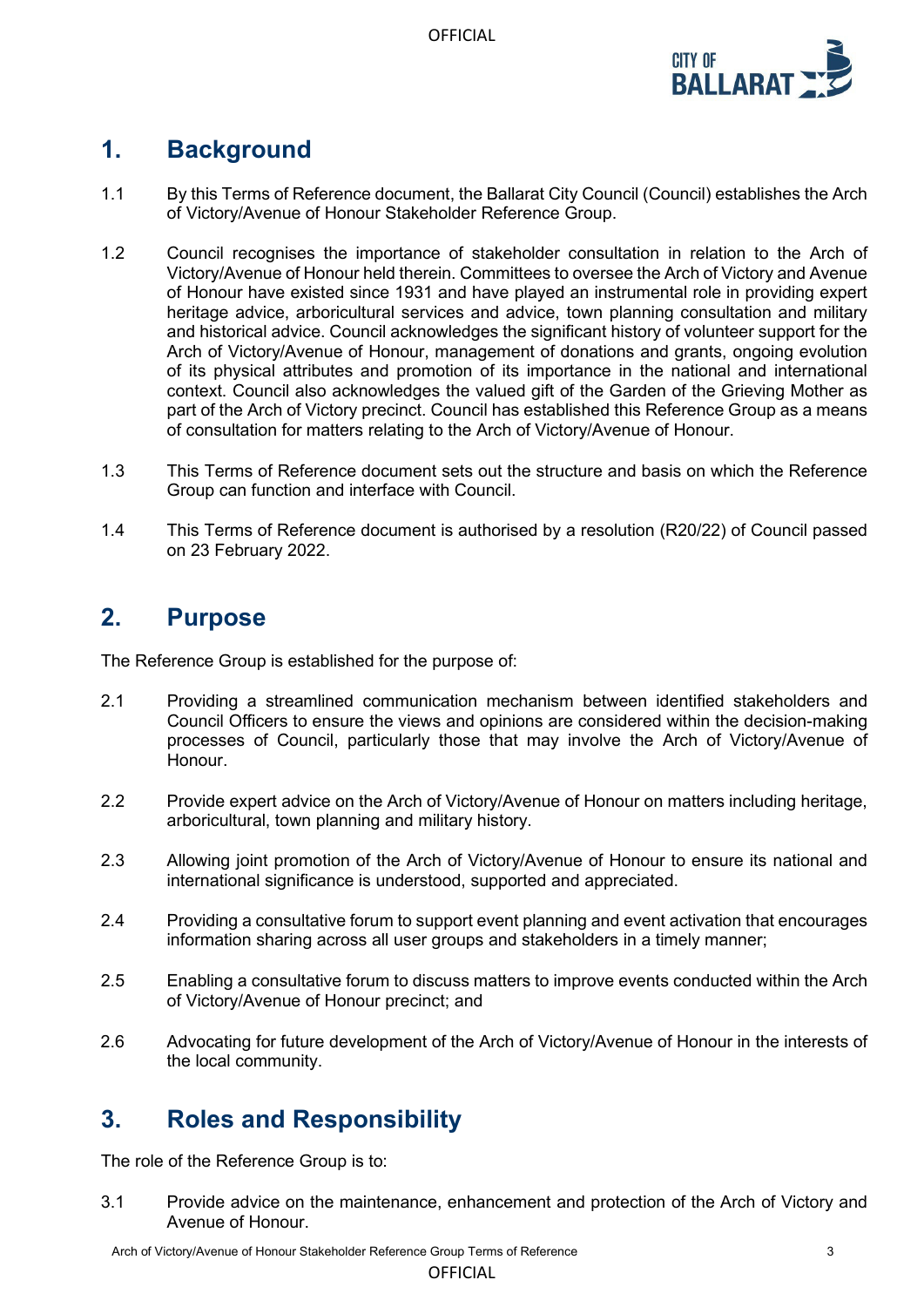## 1. Background

1.1 By this Terms of Reference document, the Ballarat City Council (Council) establishes the Arch of Victory/Avenue of Honour Stakeholder Reference Group.

1.2 Council recognises the importance of stakeholder consultation in relation to the Arch of Victory/Avenue of Honour held therein. Committees to oversee the Arch of Victory and Avenue of Honour have existed since 1931 and have played an instrumental role in providing expert heritage advice, arboricultural services and advice, town planning consultation and military and historical advice. Council acknowledges the significant history of volunteer support for the Arch of Victory/Avenue of Honour, management of donations and grants, ongoing evolution of its physical attributes and promotion of its importance in the national and international context. Council also acknowledges the valued gift of the Garden of the Grieving Mother as part of the Arch of Victory precinct. Council has established this Reference Group as a means of consultation for matters relating to the Arch of Victory/Avenue of Honour.

1.3 This Terms of Reference document sets out the structure and basis on which the Reference Group can function and interface with Council.

1.4 This Terms of Reference document is authorised by a resolution (R20/22) of Council passed on 23 February 2022.

## 2. Purpose

The Reference Group is established for the purpose of:

2.1 Providing a streamlined communication mechanism between identified stakeholders and Council Officers to ensure the views and opinions are considered within the decision-making processes of Council, particularly those that may involve the Arch of Victory/Avenue of Honour.

2.2 Provide expert advice on the Arch of Victory/Avenue of Honour on matters including heritage, arboricultural, town planning and military history.

2.3 Allowing joint promotion of the Arch of Victory/Avenue of Honour to ensure its national and international significance is understood, supported and appreciated.

2.4 Providing a consultative forum to support event planning and event activation that encourages information sharing across all user groups and stakeholders in a timely manner;

2.5 Enabling a consultative forum to discuss matters to improve events conducted within the Arch of Victory/Avenue of Honour precinct; and

2.6 Advocating for future development of the Arch of Victory/Avenue of Honour in the interests of the local community.

## 3. Roles and Responsibility

The role of the Reference Group is to:

3.1 Provide advice on the maintenance, enhancement and protection of the Arch of Victory and Avenue of Honour.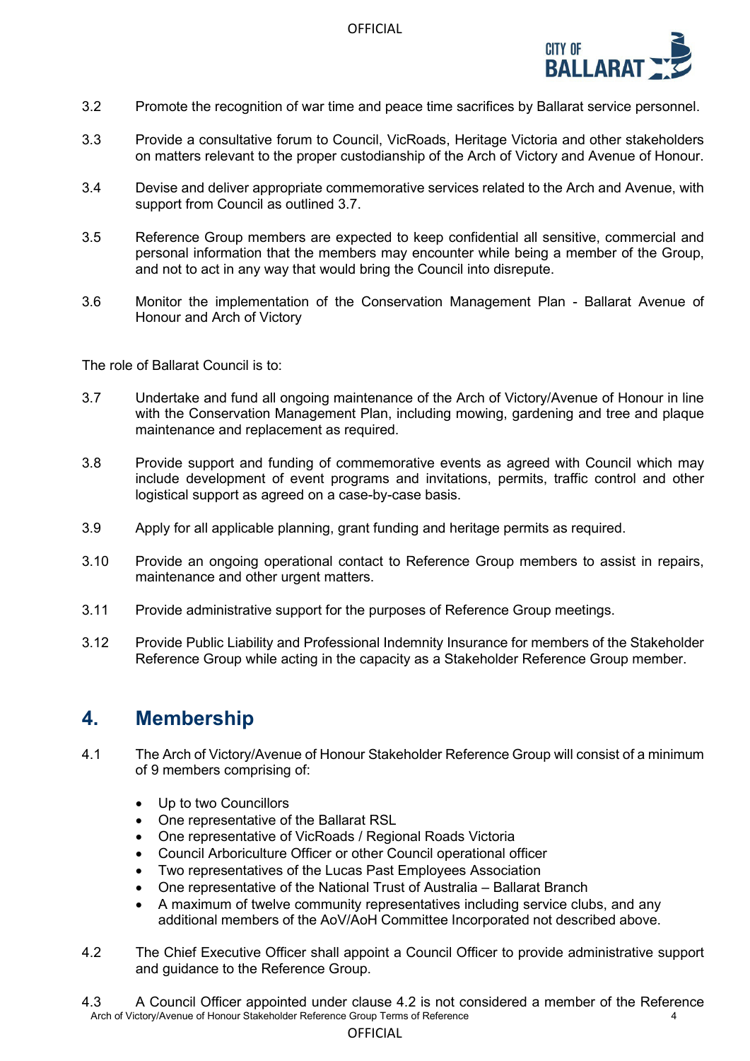3.2 Promote the recognition of war time and peace time sacrifices by Ballarat service personnel.

3.3 Provide a consultative forum to Council, VicRoads, Heritage Victoria and other stakeholders on matters relevant to the proper custodianship of the Arch of Victory and Avenue of Honour.

3.4 Devise and deliver appropriate commemorative services related to the Arch and Avenue, with support from Council as outlined 3.7.

3.5 Reference Group members are expected to keep confidential all sensitive, commercial and personal information that the members may encounter while being a member of the Group, and not to act in any way that would bring the Council into disrepute.

3.6 Monitor the implementation of the Conservation Management Plan - Ballarat Avenue of Honour and Arch of Victory

The role of Ballarat Council is to:

3.7 Undertake and fund all ongoing maintenance of the Arch of Victory/Avenue of Honour in line with the Conservation Management Plan, including mowing, gardening and tree and plaque maintenance and replacement as required.

3.8 Provide support and funding of commemorative events as agreed with Council which may include development of event programs and invitations, permits, traffic control and other logistical support as agreed on a case-by-case basis.

3.9 Apply for all applicable planning, grant funding and heritage permits as required.

3.10 Provide an ongoing operational contact to Reference Group members to assist in repairs, maintenance and other urgent matters.

3.11 Provide administrative support for the purposes of Reference Group meetings.

3.12 Provide Public Liability and Professional Indemnity Insurance for members of the Stakeholder Reference Group while acting in the capacity as a Stakeholder Reference Group member.

## 4. Membership

4.1 The Arch of Victory/Avenue of Honour Stakeholder Reference Group will consist of a minimum of 9 members comprising of:

- Up to two Councillors
- One representative of the Ballarat RSL
- One representative of VicRoads / Regional Roads Victoria
- Council Arboriculture Officer or other Council operational officer
- Two representatives of the Lucas Past Employees Association
- One representative of the National Trust of Australia – Ballarat Branch
- A maximum of twelve community representatives including service clubs, and any additional members of the AoV/AoH Committee Incorporated not described above.

4.2 The Chief Executive Officer shall appoint a Council Officer to provide administrative support and guidance to the Reference Group.

4.3 A Council Officer appointed under clause 4.2 is not considered a member of the Reference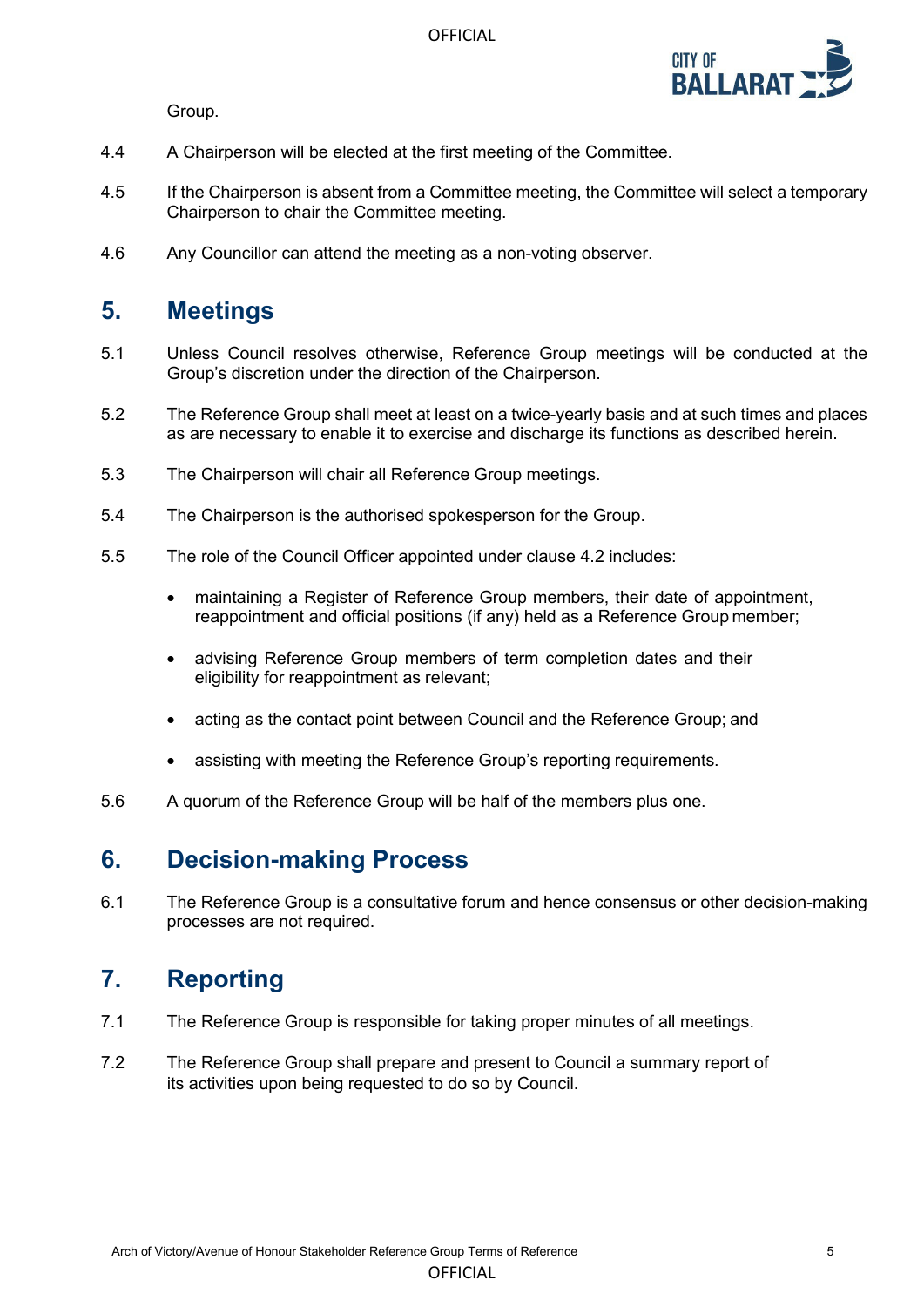Group.

4.4 A Chairperson will be elected at the first meeting of the Committee.

4.5 If the Chairperson is absent from a Committee meeting, the Committee will select a temporary Chairperson to chair the Committee meeting.

4.6 Any Councillor can attend the meeting as a non-voting observer.

## 5. Meetings

5.1 Unless Council resolves otherwise, Reference Group meetings will be conducted at the Group's discretion under the direction of the Chairperson.

5.2 The Reference Group shall meet at least on a twice-yearly basis and at such times and places as are necessary to enable it to exercise and discharge its functions as described herein.

5.3 The Chairperson will chair all Reference Group meetings.

5.4 The Chairperson is the authorised spokesperson for the Group.

5.5 The role of the Council Officer appointed under clause 4.2 includes:

- maintaining a Register of Reference Group members, their date of appointment, reappointment and official positions (if any) held as a Reference Group member;
- advising Reference Group members of term completion dates and their eligibility for reappointment as relevant;
- acting as the contact point between Council and the Reference Group; and
- assisting with meeting the Reference Group's reporting requirements.

5.6 A quorum of the Reference Group will be half of the members plus one.

## 6. Decision-making Process

6.1 The Reference Group is a consultative forum and hence consensus or other decision-making processes are not required.

## 7. Reporting

7.1 The Reference Group is responsible for taking proper minutes of all meetings.

7.2 The Reference Group shall prepare and present to Council a summary report of its activities upon being requested to do so by Council.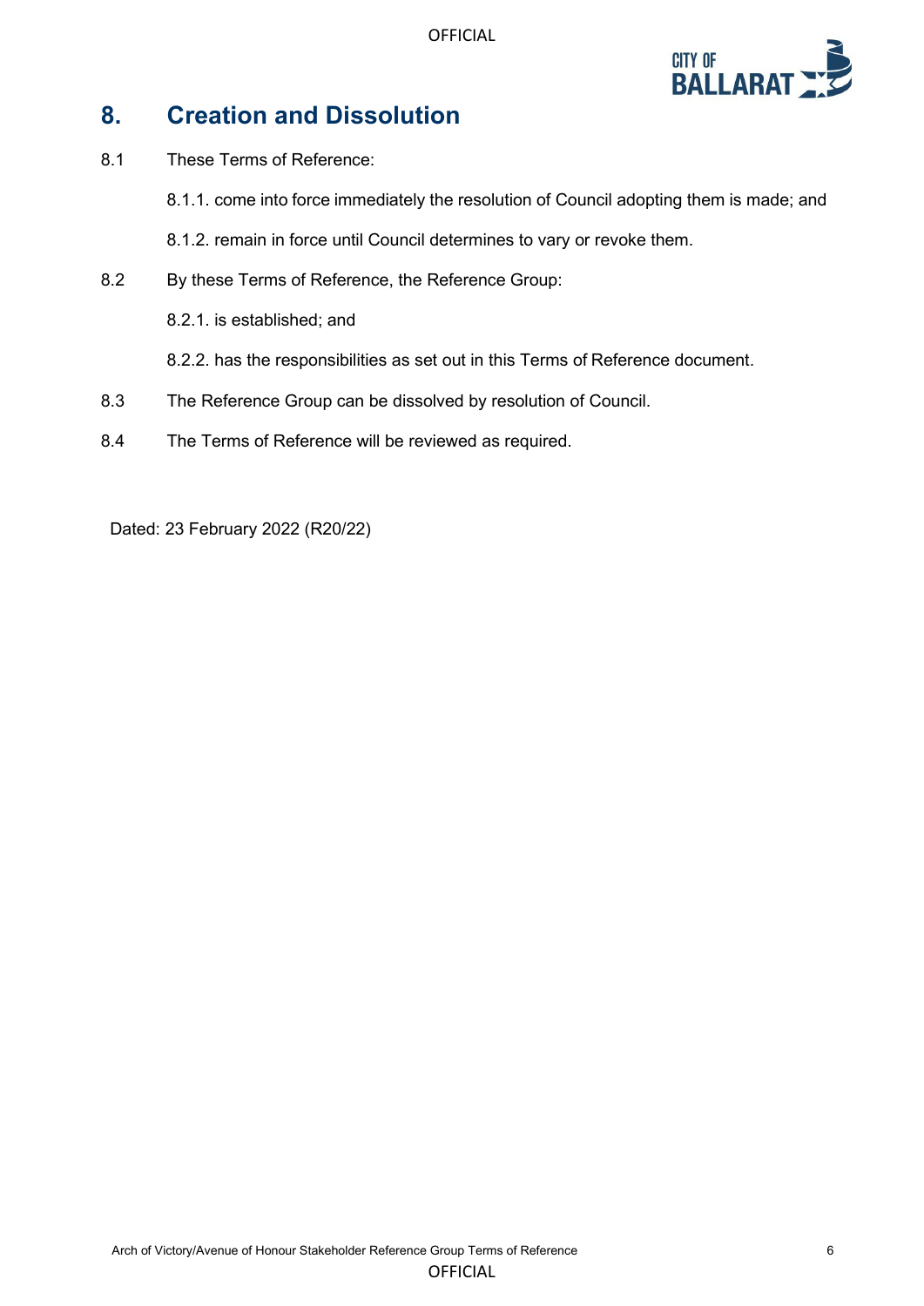# 8. Creation and Dissolution

8.1 These Terms of Reference:

8.1.1. come into force immediately the resolution of Council adopting them is made; and

8.1.2. remain in force until Council determines to vary or revoke them.

8.2 By these Terms of Reference, the Reference Group:

8.2.1. is established; and

8.2.2. has the responsibilities as set out in this Terms of Reference document.

8.3 The Reference Group can be dissolved by resolution of Council.

8.4 The Terms of Reference will be reviewed as required.

Dated: 23 February 2022 (R20/22)